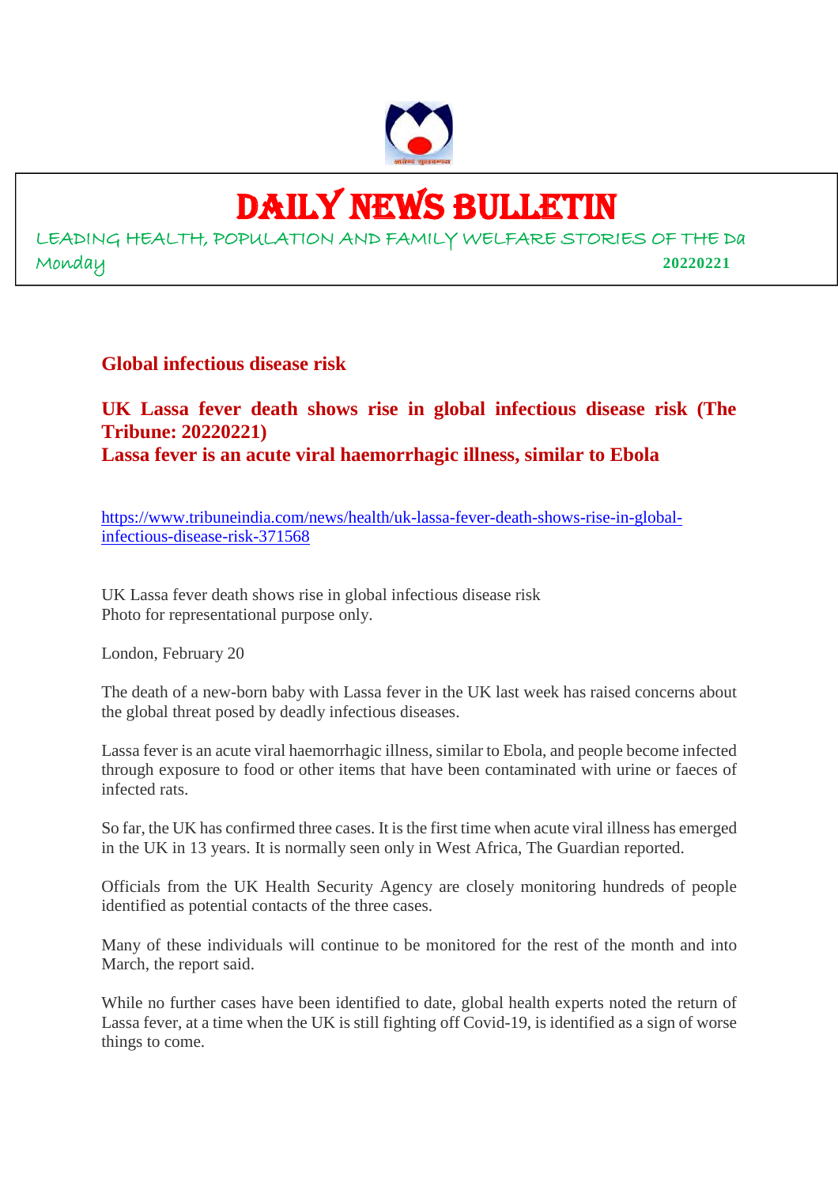# DAILY NEWS BULLETIN

LEADING HEALTH, POPULATION AND FAMILY WELFARE STORIES OF THE Da

Monday 20220221

## Global infectious disease risk

### UK Lassa fever death shows rise in global infectious disease risk (The Tribune: 20220221)

### Lassa fever is an acute viral haemorrhagic illness, similar to Ebola

https://www.tribuneindia.com/news/health/uk-lassa-fever-death-shows-rise-in-global-infectious-disease-risk-371568

UK Lassa fever death shows rise in global infectious disease risk
Photo for representational purpose only.

London, February 20

The death of a new-born baby with Lassa fever in the UK last week has raised concerns about the global threat posed by deadly infectious diseases.

Lassa fever is an acute viral haemorrhagic illness, similar to Ebola, and people become infected through exposure to food or other items that have been contaminated with urine or faeces of infected rats.

So far, the UK has confirmed three cases. It is the first time when acute viral illness has emerged in the UK in 13 years. It is normally seen only in West Africa, The Guardian reported.

Officials from the UK Health Security Agency are closely monitoring hundreds of people identified as potential contacts of the three cases.

Many of these individuals will continue to be monitored for the rest of the month and into March, the report said.

While no further cases have been identified to date, global health experts noted the return of Lassa fever, at a time when the UK is still fighting off Covid-19, is identified as a sign of worse things to come.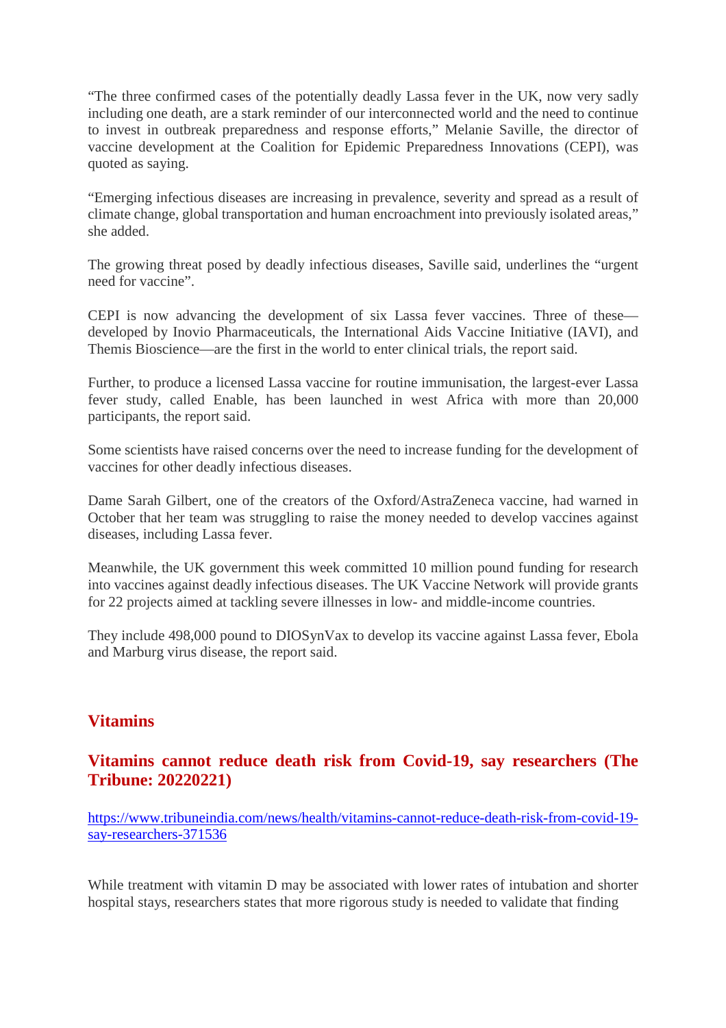"The three confirmed cases of the potentially deadly Lassa fever in the UK, now very sadly including one death, are a stark reminder of our interconnected world and the need to continue to invest in outbreak preparedness and response efforts," Melanie Saville, the director of vaccine development at the Coalition for Epidemic Preparedness Innovations (CEPI), was quoted as saying.

"Emerging infectious diseases are increasing in prevalence, severity and spread as a result of climate change, global transportation and human encroachment into previously isolated areas," she added.

The growing threat posed by deadly infectious diseases, Saville said, underlines the "urgent need for vaccine".

CEPI is now advancing the development of six Lassa fever vaccines. Three of these—developed by Inovio Pharmaceuticals, the International Aids Vaccine Initiative (IAVI), and Themis Bioscience—are the first in the world to enter clinical trials, the report said.

Further, to produce a licensed Lassa vaccine for routine immunisation, the largest-ever Lassa fever study, called Enable, has been launched in west Africa with more than 20,000 participants, the report said.

Some scientists have raised concerns over the need to increase funding for the development of vaccines for other deadly infectious diseases.

Dame Sarah Gilbert, one of the creators of the Oxford/AstraZeneca vaccine, had warned in October that her team was struggling to raise the money needed to develop vaccines against diseases, including Lassa fever.

Meanwhile, the UK government this week committed 10 million pound funding for research into vaccines against deadly infectious diseases. The UK Vaccine Network will provide grants for 22 projects aimed at tackling severe illnesses in low- and middle-income countries.

They include 498,000 pound to DIOSynVax to develop its vaccine against Lassa fever, Ebola and Marburg virus disease, the report said.

## Vitamins

### Vitamins cannot reduce death risk from Covid-19, say researchers (The Tribune: 20220221)

https://www.tribuneindia.com/news/health/vitamins-cannot-reduce-death-risk-from-covid-19-say-researchers-371536

While treatment with vitamin D may be associated with lower rates of intubation and shorter hospital stays, researchers states that more rigorous study is needed to validate that finding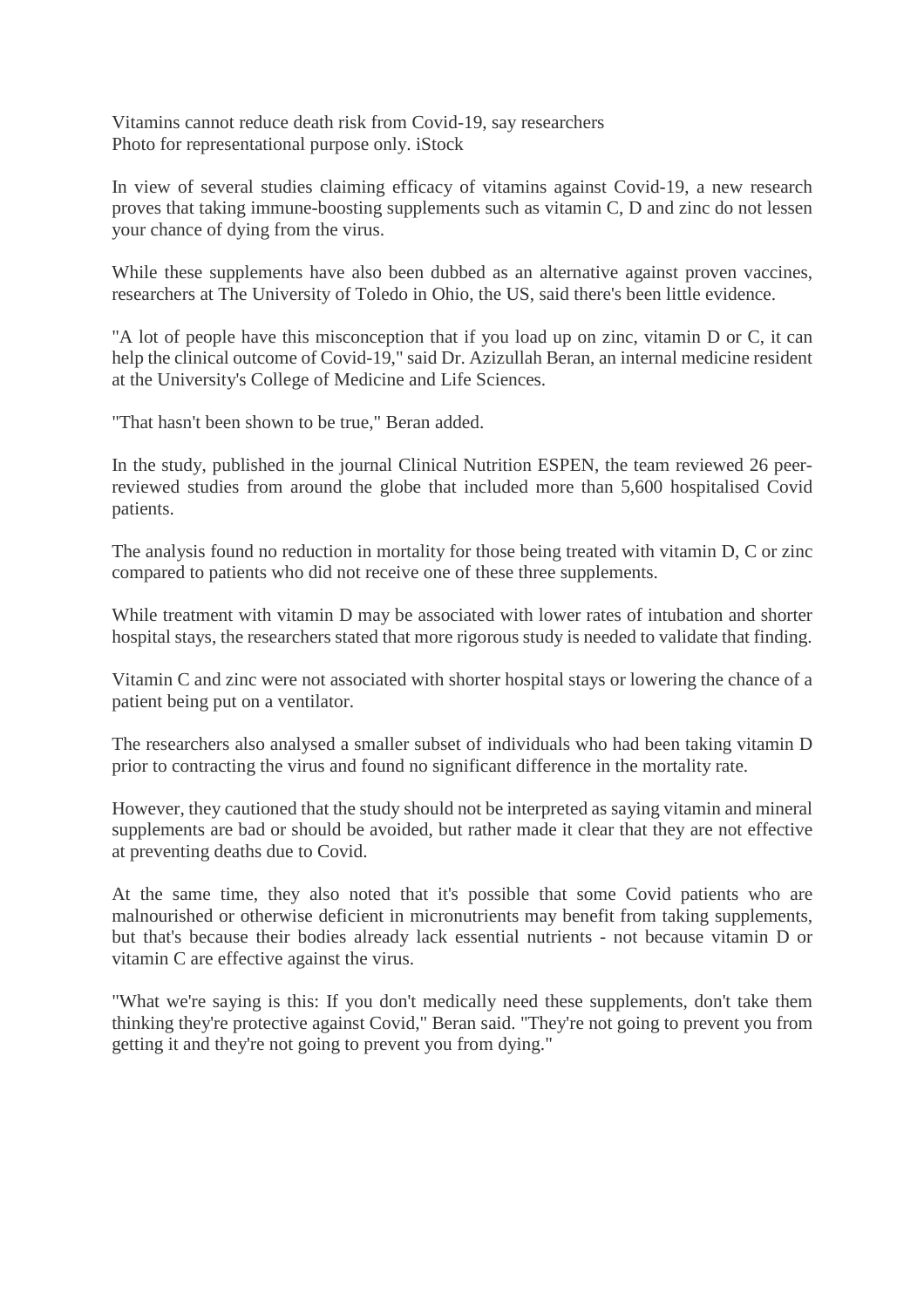# Vitamins cannot reduce death risk from Covid-19, say researchers

Photo for representational purpose only. iStock

In view of several studies claiming efficacy of vitamins against Covid-19, a new research proves that taking immune-boosting supplements such as vitamin C, D and zinc do not lessen your chance of dying from the virus.

While these supplements have also been dubbed as an alternative against proven vaccines, researchers at The University of Toledo in Ohio, the US, said there's been little evidence.

"A lot of people have this misconception that if you load up on zinc, vitamin D or C, it can help the clinical outcome of Covid-19," said Dr. Azizullah Beran, an internal medicine resident at the University's College of Medicine and Life Sciences.

"That hasn't been shown to be true," Beran added.

In the study, published in the journal Clinical Nutrition ESPEN, the team reviewed 26 peer-reviewed studies from around the globe that included more than 5,600 hospitalised Covid patients.

The analysis found no reduction in mortality for those being treated with vitamin D, C or zinc compared to patients who did not receive one of these three supplements.

While treatment with vitamin D may be associated with lower rates of intubation and shorter hospital stays, the researchers stated that more rigorous study is needed to validate that finding.

Vitamin C and zinc were not associated with shorter hospital stays or lowering the chance of a patient being put on a ventilator.

The researchers also analysed a smaller subset of individuals who had been taking vitamin D prior to contracting the virus and found no significant difference in the mortality rate.

However, they cautioned that the study should not be interpreted as saying vitamin and mineral supplements are bad or should be avoided, but rather made it clear that they are not effective at preventing deaths due to Covid.

At the same time, they also noted that it's possible that some Covid patients who are malnourished or otherwise deficient in micronutrients may benefit from taking supplements, but that's because their bodies already lack essential nutrients - not because vitamin D or vitamin C are effective against the virus.

"What we're saying is this: If you don't medically need these supplements, don't take them thinking they're protective against Covid," Beran said. "They're not going to prevent you from getting it and they're not going to prevent you from dying."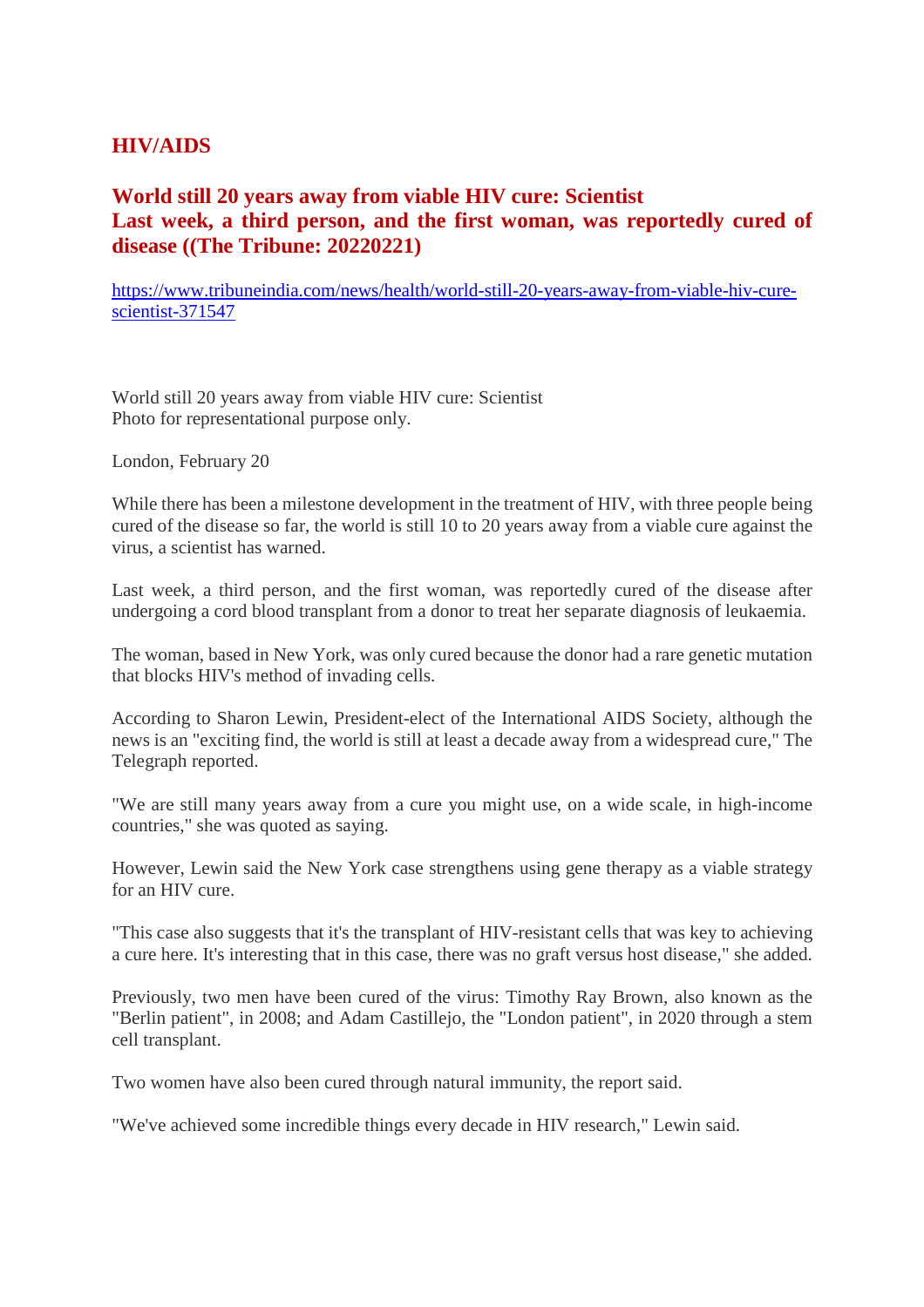## HIV/AIDS

### World still 20 years away from viable HIV cure: Scientist
### Last week, a third person, and the first woman, was reportedly cured of disease ((The Tribune: 20220221)

https://www.tribuneindia.com/news/health/world-still-20-years-away-from-viable-hiv-cure-scientist-371547

World still 20 years away from viable HIV cure: Scientist
Photo for representational purpose only.

London, February 20

While there has been a milestone development in the treatment of HIV, with three people being cured of the disease so far, the world is still 10 to 20 years away from a viable cure against the virus, a scientist has warned.

Last week, a third person, and the first woman, was reportedly cured of the disease after undergoing a cord blood transplant from a donor to treat her separate diagnosis of leukaemia.

The woman, based in New York, was only cured because the donor had a rare genetic mutation that blocks HIV's method of invading cells.

According to Sharon Lewin, President-elect of the International AIDS Society, although the news is an "exciting find, the world is still at least a decade away from a widespread cure," The Telegraph reported.

"We are still many years away from a cure you might use, on a wide scale, in high-income countries," she was quoted as saying.

However, Lewin said the New York case strengthens using gene therapy as a viable strategy for an HIV cure.

"This case also suggests that it's the transplant of HIV-resistant cells that was key to achieving a cure here. It's interesting that in this case, there was no graft versus host disease," she added.

Previously, two men have been cured of the virus: Timothy Ray Brown, also known as the "Berlin patient", in 2008; and Adam Castillejo, the "London patient", in 2020 through a stem cell transplant.

Two women have also been cured through natural immunity, the report said.

"We've achieved some incredible things every decade in HIV research," Lewin said.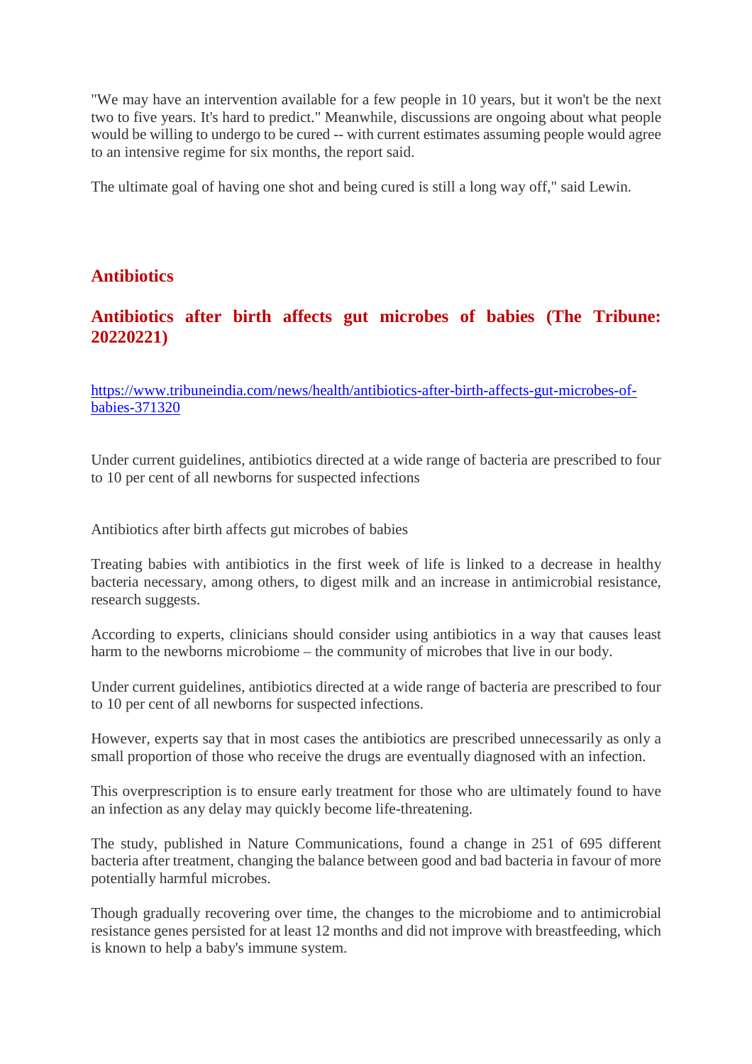"We may have an intervention available for a few people in 10 years, but it won't be the next two to five years. It's hard to predict." Meanwhile, discussions are ongoing about what people would be willing to undergo to be cured -- with current estimates assuming people would agree to an intensive regime for six months, the report said.

The ultimate goal of having one shot and being cured is still a long way off," said Lewin.

## Antibiotics

### Antibiotics after birth affects gut microbes of babies (The Tribune: 20220221)

https://www.tribuneindia.com/news/health/antibiotics-after-birth-affects-gut-microbes-of-babies-371320

Under current guidelines, antibiotics directed at a wide range of bacteria are prescribed to four to 10 per cent of all newborns for suspected infections

Antibiotics after birth affects gut microbes of babies

Treating babies with antibiotics in the first week of life is linked to a decrease in healthy bacteria necessary, among others, to digest milk and an increase in antimicrobial resistance, research suggests.

According to experts, clinicians should consider using antibiotics in a way that causes least harm to the newborns microbiome – the community of microbes that live in our body.

Under current guidelines, antibiotics directed at a wide range of bacteria are prescribed to four to 10 per cent of all newborns for suspected infections.

However, experts say that in most cases the antibiotics are prescribed unnecessarily as only a small proportion of those who receive the drugs are eventually diagnosed with an infection.

This overprescription is to ensure early treatment for those who are ultimately found to have an infection as any delay may quickly become life-threatening.

The study, published in Nature Communications, found a change in 251 of 695 different bacteria after treatment, changing the balance between good and bad bacteria in favour of more potentially harmful microbes.

Though gradually recovering over time, the changes to the microbiome and to antimicrobial resistance genes persisted for at least 12 months and did not improve with breastfeeding, which is known to help a baby's immune system.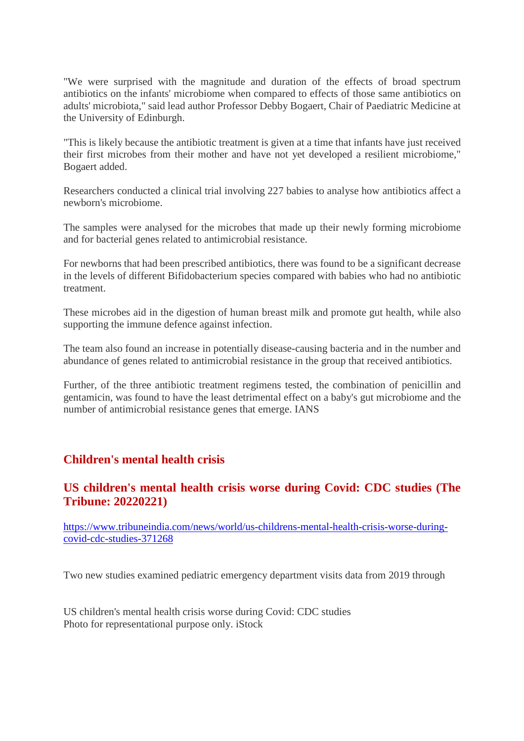"We were surprised with the magnitude and duration of the effects of broad spectrum antibiotics on the infants' microbiome when compared to effects of those same antibiotics on adults' microbiota," said lead author Professor Debby Bogaert, Chair of Paediatric Medicine at the University of Edinburgh.

"This is likely because the antibiotic treatment is given at a time that infants have just received their first microbes from their mother and have not yet developed a resilient microbiome," Bogaert added.

Researchers conducted a clinical trial involving 227 babies to analyse how antibiotics affect a newborn's microbiome.

The samples were analysed for the microbes that made up their newly forming microbiome and for bacterial genes related to antimicrobial resistance.

For newborns that had been prescribed antibiotics, there was found to be a significant decrease in the levels of different Bifidobacterium species compared with babies who had no antibiotic treatment.

These microbes aid in the digestion of human breast milk and promote gut health, while also supporting the immune defence against infection.

The team also found an increase in potentially disease-causing bacteria and in the number and abundance of genes related to antimicrobial resistance in the group that received antibiotics.

Further, of the three antibiotic treatment regimens tested, the combination of penicillin and gentamicin, was found to have the least detrimental effect on a baby's gut microbiome and the number of antimicrobial resistance genes that emerge. IANS

## Children's mental health crisis

## US children's mental health crisis worse during Covid: CDC studies (The Tribune: 20220221)

[https://www.tribuneindia.com/news/world/us-childrens-mental-health-crisis-worse-during-covid-cdc-studies-371268](https://www.tribuneindia.com/news/world/us-childrens-mental-health-crisis-worse-during-covid-cdc-studies-371268)

Two new studies examined pediatric emergency department visits data from 2019 through

US children's mental health crisis worse during Covid: CDC studies
Photo for representational purpose only. iStock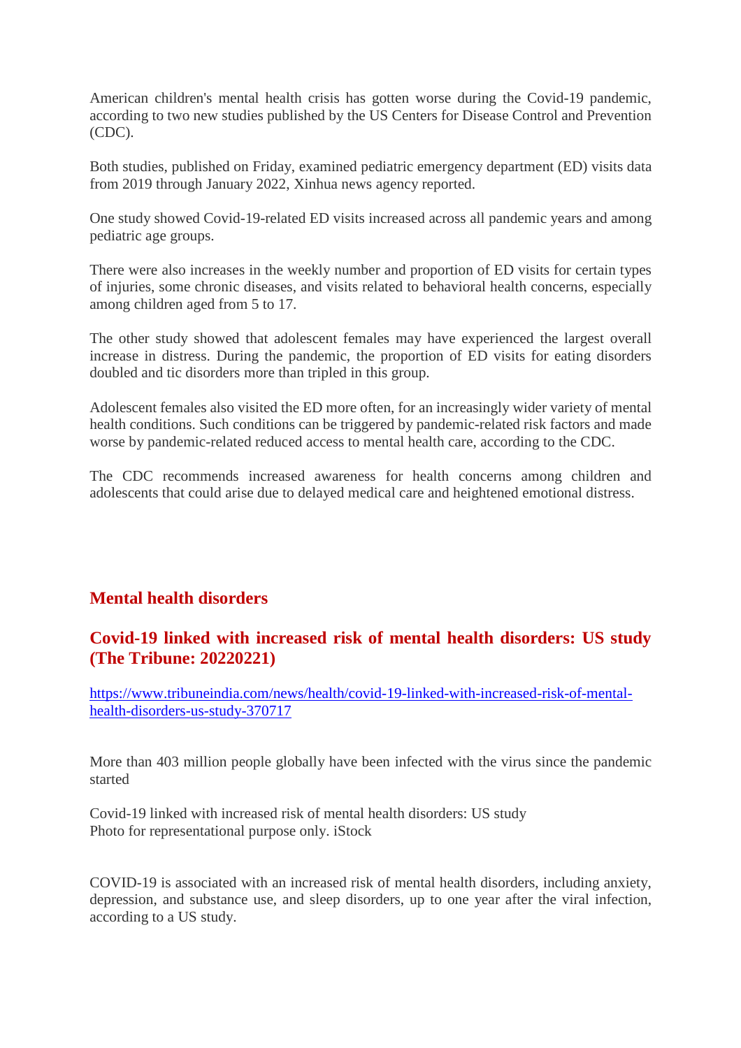American children's mental health crisis has gotten worse during the Covid-19 pandemic, according to two new studies published by the US Centers for Disease Control and Prevention (CDC).

Both studies, published on Friday, examined pediatric emergency department (ED) visits data from 2019 through January 2022, Xinhua news agency reported.

One study showed Covid-19-related ED visits increased across all pandemic years and among pediatric age groups.

There were also increases in the weekly number and proportion of ED visits for certain types of injuries, some chronic diseases, and visits related to behavioral health concerns, especially among children aged from 5 to 17.

The other study showed that adolescent females may have experienced the largest overall increase in distress. During the pandemic, the proportion of ED visits for eating disorders doubled and tic disorders more than tripled in this group.

Adolescent females also visited the ED more often, for an increasingly wider variety of mental health conditions. Such conditions can be triggered by pandemic-related risk factors and made worse by pandemic-related reduced access to mental health care, according to the CDC.

The CDC recommends increased awareness for health concerns among children and adolescents that could arise due to delayed medical care and heightened emotional distress.

## Mental health disorders

## Covid-19 linked with increased risk of mental health disorders: US study (The Tribune: 20220221)

[https://www.tribuneindia.com/news/health/covid-19-linked-with-increased-risk-of-mental-health-disorders-us-study-370717](https://www.tribuneindia.com/news/health/covid-19-linked-with-increased-risk-of-mental-health-disorders-us-study-370717)

More than 403 million people globally have been infected with the virus since the pandemic started

Covid-19 linked with increased risk of mental health disorders: US study
Photo for representational purpose only. iStock

COVID-19 is associated with an increased risk of mental health disorders, including anxiety, depression, and substance use, and sleep disorders, up to one year after the viral infection, according to a US study.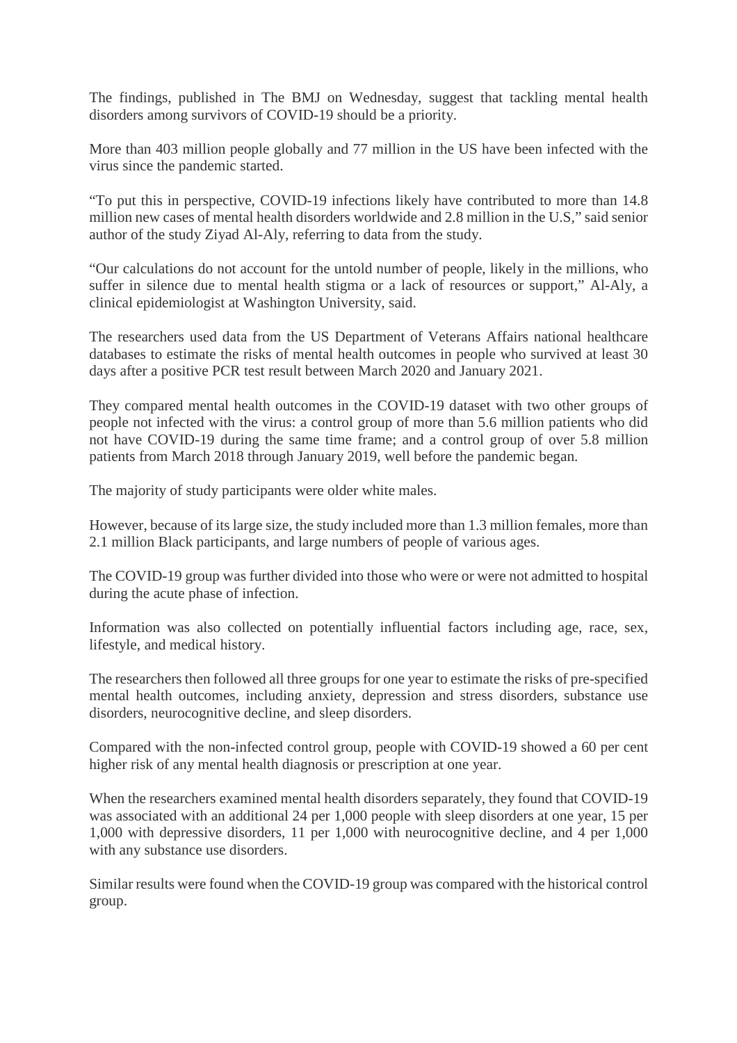The findings, published in The BMJ on Wednesday, suggest that tackling mental health disorders among survivors of COVID-19 should be a priority.

More than 403 million people globally and 77 million in the US have been infected with the virus since the pandemic started.

"To put this in perspective, COVID-19 infections likely have contributed to more than 14.8 million new cases of mental health disorders worldwide and 2.8 million in the U.S," said senior author of the study Ziyad Al-Aly, referring to data from the study.

"Our calculations do not account for the untold number of people, likely in the millions, who suffer in silence due to mental health stigma or a lack of resources or support," Al-Aly, a clinical epidemiologist at Washington University, said.

The researchers used data from the US Department of Veterans Affairs national healthcare databases to estimate the risks of mental health outcomes in people who survived at least 30 days after a positive PCR test result between March 2020 and January 2021.

They compared mental health outcomes in the COVID-19 dataset with two other groups of people not infected with the virus: a control group of more than 5.6 million patients who did not have COVID-19 during the same time frame; and a control group of over 5.8 million patients from March 2018 through January 2019, well before the pandemic began.

The majority of study participants were older white males.

However, because of its large size, the study included more than 1.3 million females, more than 2.1 million Black participants, and large numbers of people of various ages.

The COVID-19 group was further divided into those who were or were not admitted to hospital during the acute phase of infection.

Information was also collected on potentially influential factors including age, race, sex, lifestyle, and medical history.

The researchers then followed all three groups for one year to estimate the risks of pre-specified mental health outcomes, including anxiety, depression and stress disorders, substance use disorders, neurocognitive decline, and sleep disorders.

Compared with the non-infected control group, people with COVID-19 showed a 60 per cent higher risk of any mental health diagnosis or prescription at one year.

When the researchers examined mental health disorders separately, they found that COVID-19 was associated with an additional 24 per 1,000 people with sleep disorders at one year, 15 per 1,000 with depressive disorders, 11 per 1,000 with neurocognitive decline, and 4 per 1,000 with any substance use disorders.

Similar results were found when the COVID-19 group was compared with the historical control group.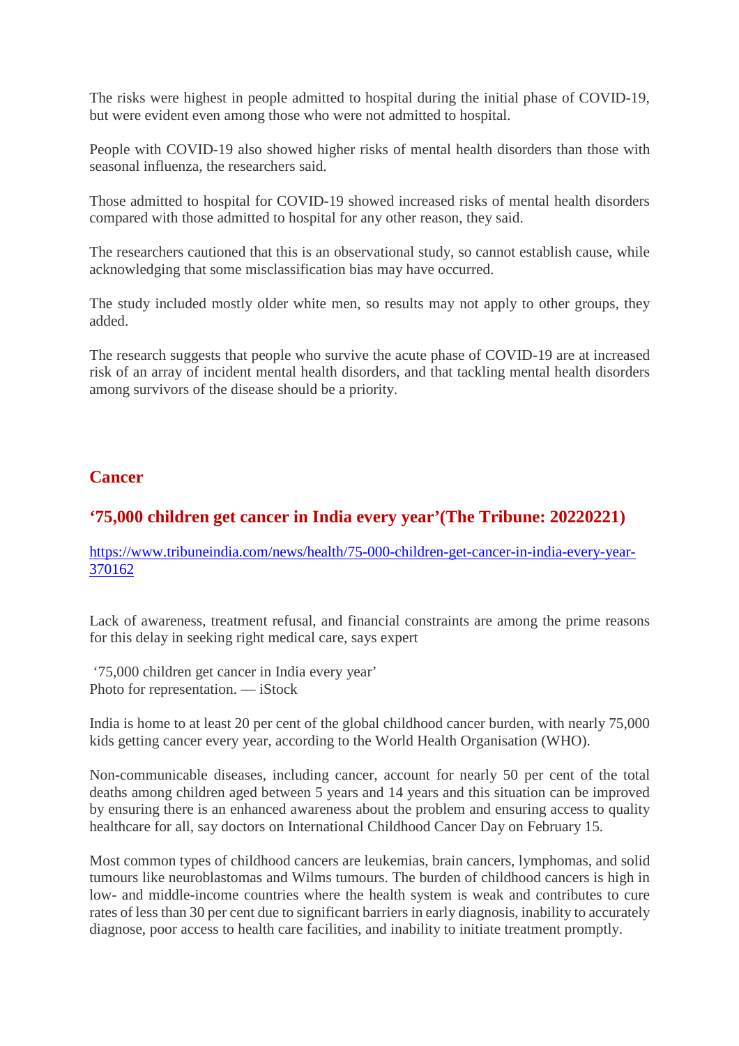The risks were highest in people admitted to hospital during the initial phase of COVID-19, but were evident even among those who were not admitted to hospital.

People with COVID-19 also showed higher risks of mental health disorders than those with seasonal influenza, the researchers said.

Those admitted to hospital for COVID-19 showed increased risks of mental health disorders compared with those admitted to hospital for any other reason, they said.

The researchers cautioned that this is an observational study, so cannot establish cause, while acknowledging that some misclassification bias may have occurred.

The study included mostly older white men, so results may not apply to other groups, they added.

The research suggests that people who survive the acute phase of COVID-19 are at increased risk of an array of incident mental health disorders, and that tackling mental health disorders among survivors of the disease should be a priority.

## Cancer

### '75,000 children get cancer in India every year'(The Tribune: 20220221)

https://www.tribuneindia.com/news/health/75-000-children-get-cancer-in-india-every-year-370162

Lack of awareness, treatment refusal, and financial constraints are among the prime reasons for this delay in seeking right medical care, says expert

'75,000 children get cancer in India every year'
Photo for representation. — iStock

India is home to at least 20 per cent of the global childhood cancer burden, with nearly 75,000 kids getting cancer every year, according to the World Health Organisation (WHO).

Non-communicable diseases, including cancer, account for nearly 50 per cent of the total deaths among children aged between 5 years and 14 years and this situation can be improved by ensuring there is an enhanced awareness about the problem and ensuring access to quality healthcare for all, say doctors on International Childhood Cancer Day on February 15.

Most common types of childhood cancers are leukemias, brain cancers, lymphomas, and solid tumours like neuroblastomas and Wilms tumours. The burden of childhood cancers is high in low- and middle-income countries where the health system is weak and contributes to cure rates of less than 30 per cent due to significant barriers in early diagnosis, inability to accurately diagnose, poor access to health care facilities, and inability to initiate treatment promptly.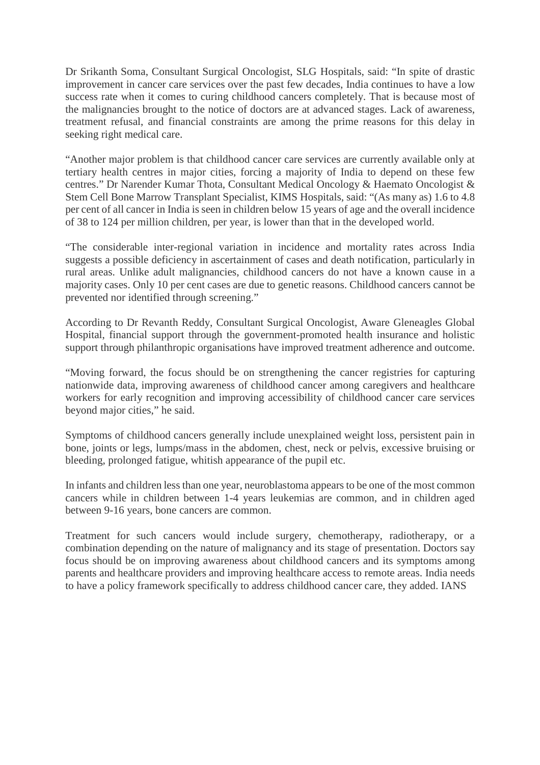Dr Srikanth Soma, Consultant Surgical Oncologist, SLG Hospitals, said: "In spite of drastic improvement in cancer care services over the past few decades, India continues to have a low success rate when it comes to curing childhood cancers completely. That is because most of the malignancies brought to the notice of doctors are at advanced stages. Lack of awareness, treatment refusal, and financial constraints are among the prime reasons for this delay in seeking right medical care.

"Another major problem is that childhood cancer care services are currently available only at tertiary health centres in major cities, forcing a majority of India to depend on these few centres." Dr Narender Kumar Thota, Consultant Medical Oncology & Haemato Oncologist & Stem Cell Bone Marrow Transplant Specialist, KIMS Hospitals, said: "(As many as) 1.6 to 4.8 per cent of all cancer in India is seen in children below 15 years of age and the overall incidence of 38 to 124 per million children, per year, is lower than that in the developed world.

"The considerable inter-regional variation in incidence and mortality rates across India suggests a possible deficiency in ascertainment of cases and death notification, particularly in rural areas. Unlike adult malignancies, childhood cancers do not have a known cause in a majority cases. Only 10 per cent cases are due to genetic reasons. Childhood cancers cannot be prevented nor identified through screening."

According to Dr Revanth Reddy, Consultant Surgical Oncologist, Aware Gleneagles Global Hospital, financial support through the government-promoted health insurance and holistic support through philanthropic organisations have improved treatment adherence and outcome.

"Moving forward, the focus should be on strengthening the cancer registries for capturing nationwide data, improving awareness of childhood cancer among caregivers and healthcare workers for early recognition and improving accessibility of childhood cancer care services beyond major cities," he said.

Symptoms of childhood cancers generally include unexplained weight loss, persistent pain in bone, joints or legs, lumps/mass in the abdomen, chest, neck or pelvis, excessive bruising or bleeding, prolonged fatigue, whitish appearance of the pupil etc.

In infants and children less than one year, neuroblastoma appears to be one of the most common cancers while in children between 1-4 years leukemias are common, and in children aged between 9-16 years, bone cancers are common.

Treatment for such cancers would include surgery, chemotherapy, radiotherapy, or a combination depending on the nature of malignancy and its stage of presentation. Doctors say focus should be on improving awareness about childhood cancers and its symptoms among parents and healthcare providers and improving healthcare access to remote areas. India needs to have a policy framework specifically to address childhood cancer care, they added. IANS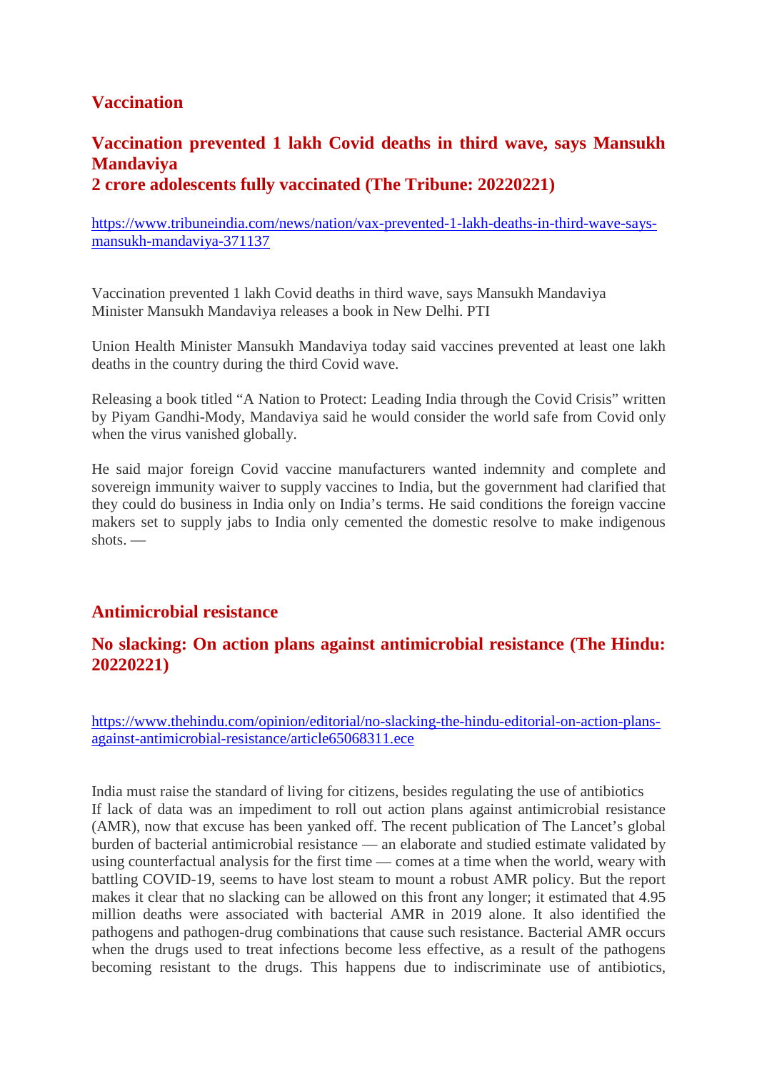## Vaccination

### Vaccination prevented 1 lakh Covid deaths in third wave, says Mansukh Mandaviya
### 2 crore adolescents fully vaccinated (The Tribune: 20220221)

https://www.tribuneindia.com/news/nation/vax-prevented-1-lakh-deaths-in-third-wave-says-mansukh-mandaviya-371137

Vaccination prevented 1 lakh Covid deaths in third wave, says Mansukh Mandaviya
Minister Mansukh Mandaviya releases a book in New Delhi. PTI

Union Health Minister Mansukh Mandaviya today said vaccines prevented at least one lakh deaths in the country during the third Covid wave.

Releasing a book titled "A Nation to Protect: Leading India through the Covid Crisis" written by Piyam Gandhi-Mody, Mandaviya said he would consider the world safe from Covid only when the virus vanished globally.

He said major foreign Covid vaccine manufacturers wanted indemnity and complete and sovereign immunity waiver to supply vaccines to India, but the government had clarified that they could do business in India only on India's terms. He said conditions the foreign vaccine makers set to supply jabs to India only cemented the domestic resolve to make indigenous shots. —

## Antimicrobial resistance

### No slacking: On action plans against antimicrobial resistance (The Hindu: 20220221)

https://www.thehindu.com/opinion/editorial/no-slacking-the-hindu-editorial-on-action-plans-against-antimicrobial-resistance/article65068311.ece

India must raise the standard of living for citizens, besides regulating the use of antibiotics
If lack of data was an impediment to roll out action plans against antimicrobial resistance (AMR), now that excuse has been yanked off. The recent publication of The Lancet's global burden of bacterial antimicrobial resistance — an elaborate and studied estimate validated by using counterfactual analysis for the first time — comes at a time when the world, weary with battling COVID-19, seems to have lost steam to mount a robust AMR policy. But the report makes it clear that no slacking can be allowed on this front any longer; it estimated that 4.95 million deaths were associated with bacterial AMR in 2019 alone. It also identified the pathogens and pathogen-drug combinations that cause such resistance. Bacterial AMR occurs when the drugs used to treat infections become less effective, as a result of the pathogens becoming resistant to the drugs. This happens due to indiscriminate use of antibiotics,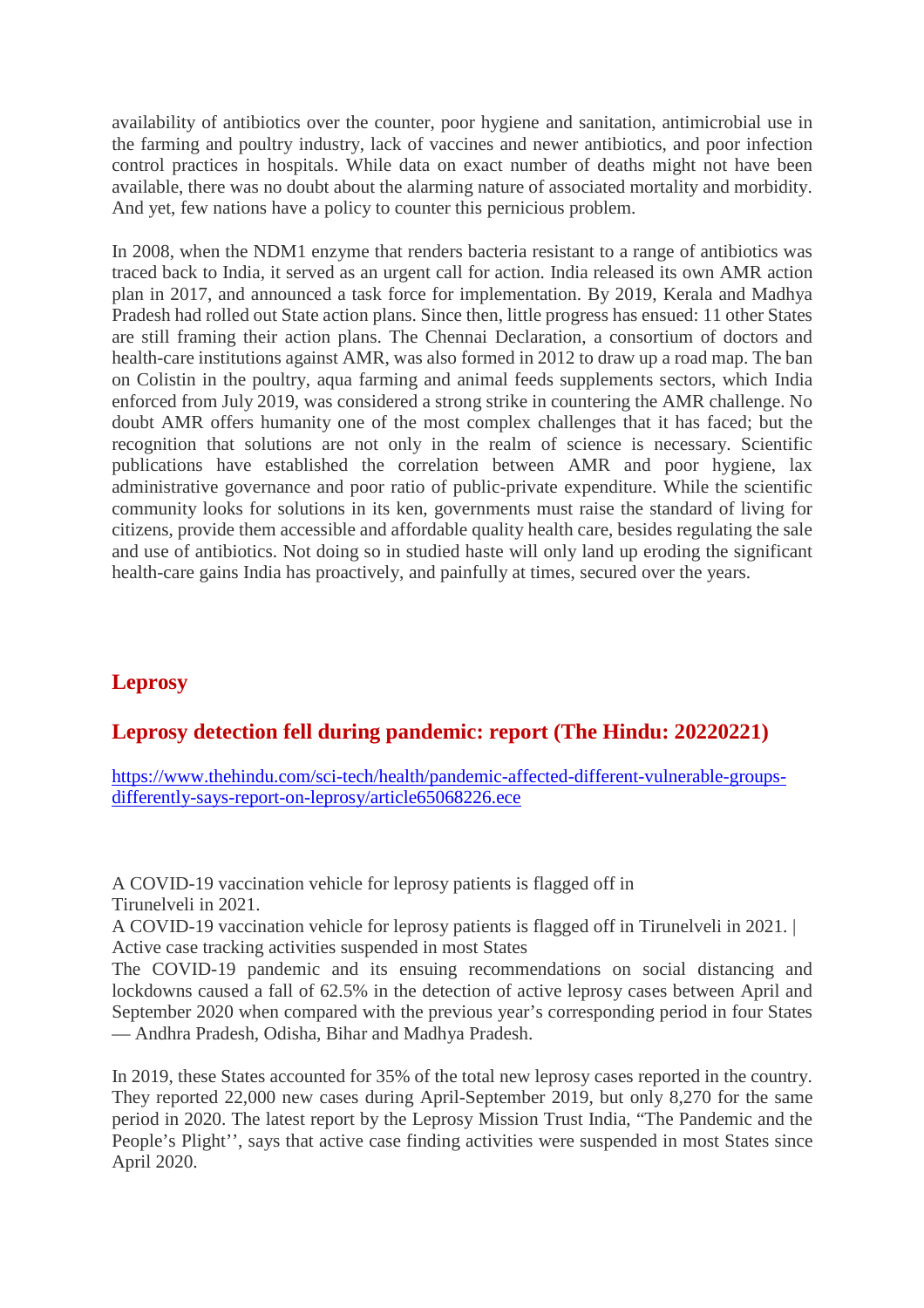availability of antibiotics over the counter, poor hygiene and sanitation, antimicrobial use in the farming and poultry industry, lack of vaccines and newer antibiotics, and poor infection control practices in hospitals. While data on exact number of deaths might not have been available, there was no doubt about the alarming nature of associated mortality and morbidity. And yet, few nations have a policy to counter this pernicious problem.

In 2008, when the NDM1 enzyme that renders bacteria resistant to a range of antibiotics was traced back to India, it served as an urgent call for action. India released its own AMR action plan in 2017, and announced a task force for implementation. By 2019, Kerala and Madhya Pradesh had rolled out State action plans. Since then, little progress has ensued: 11 other States are still framing their action plans. The Chennai Declaration, a consortium of doctors and health-care institutions against AMR, was also formed in 2012 to draw up a road map. The ban on Colistin in the poultry, aqua farming and animal feeds supplements sectors, which India enforced from July 2019, was considered a strong strike in countering the AMR challenge. No doubt AMR offers humanity one of the most complex challenges that it has faced; but the recognition that solutions are not only in the realm of science is necessary. Scientific publications have established the correlation between AMR and poor hygiene, lax administrative governance and poor ratio of public-private expenditure. While the scientific community looks for solutions in its ken, governments must raise the standard of living for citizens, provide them accessible and affordable quality health care, besides regulating the sale and use of antibiotics. Not doing so in studied haste will only land up eroding the significant health-care gains India has proactively, and painfully at times, secured over the years.

## Leprosy

## Leprosy detection fell during pandemic: report (The Hindu: 20220221)

https://www.thehindu.com/sci-tech/health/pandemic-affected-different-vulnerable-groups-differently-says-report-on-leprosy/article65068226.ece

A COVID-19 vaccination vehicle for leprosy patients is flagged off in Tirunelveli in 2021.

A COVID-19 vaccination vehicle for leprosy patients is flagged off in Tirunelveli in 2021. |

Active case tracking activities suspended in most States

The COVID-19 pandemic and its ensuing recommendations on social distancing and lockdowns caused a fall of 62.5% in the detection of active leprosy cases between April and September 2020 when compared with the previous year's corresponding period in four States — Andhra Pradesh, Odisha, Bihar and Madhya Pradesh.

In 2019, these States accounted for 35% of the total new leprosy cases reported in the country. They reported 22,000 new cases during April-September 2019, but only 8,270 for the same period in 2020. The latest report by the Leprosy Mission Trust India, "The Pandemic and the People's Plight'', says that active case finding activities were suspended in most States since April 2020.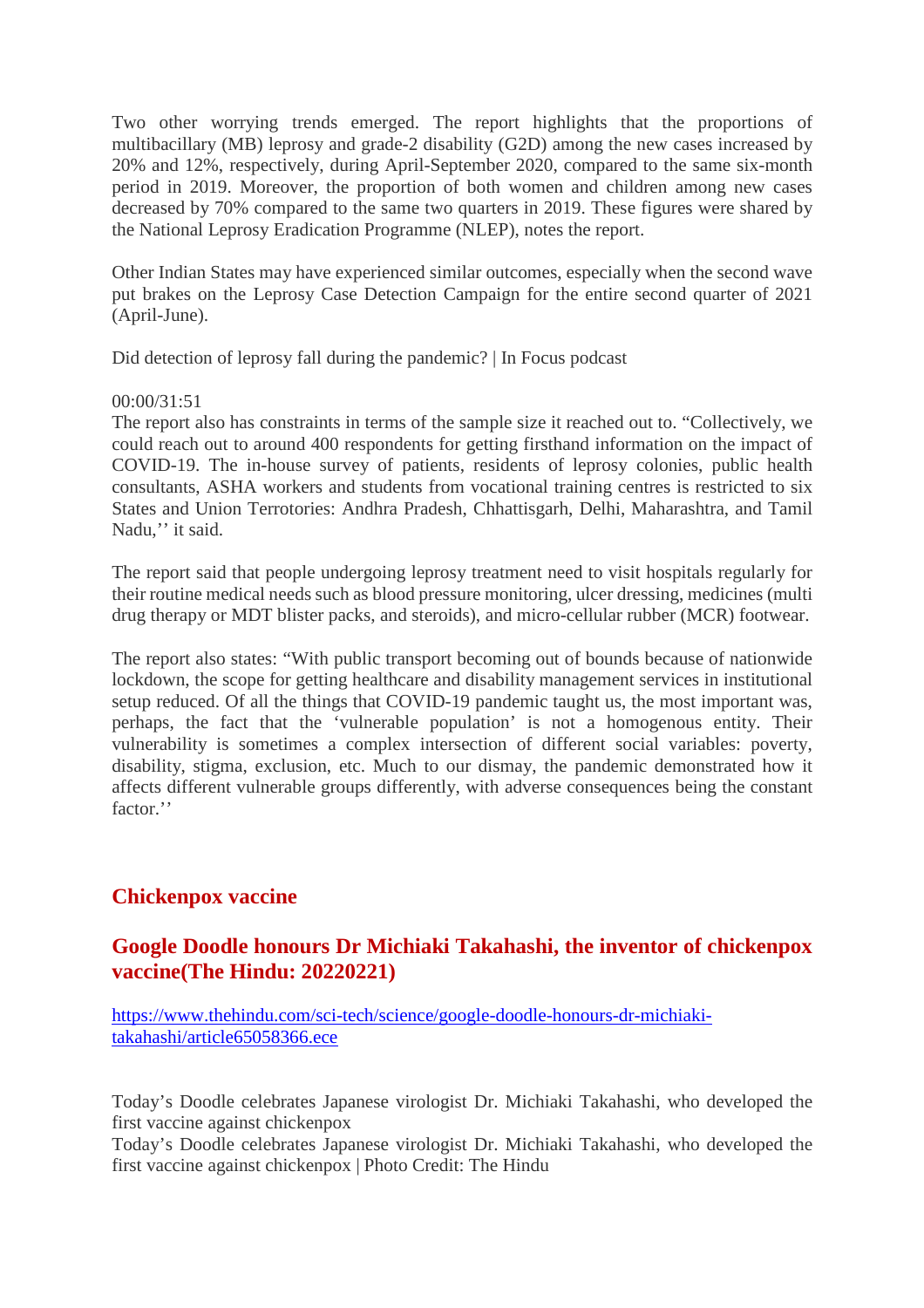Two other worrying trends emerged. The report highlights that the proportions of multibacillary (MB) leprosy and grade-2 disability (G2D) among the new cases increased by 20% and 12%, respectively, during April-September 2020, compared to the same six-month period in 2019. Moreover, the proportion of both women and children among new cases decreased by 70% compared to the same two quarters in 2019. These figures were shared by the National Leprosy Eradication Programme (NLEP), notes the report.

Other Indian States may have experienced similar outcomes, especially when the second wave put brakes on the Leprosy Case Detection Campaign for the entire second quarter of 2021 (April-June).

Did detection of leprosy fall during the pandemic? | In Focus podcast

00:00/31:51

The report also has constraints in terms of the sample size it reached out to. "Collectively, we could reach out to around 400 respondents for getting firsthand information on the impact of COVID-19. The in-house survey of patients, residents of leprosy colonies, public health consultants, ASHA workers and students from vocational training centres is restricted to six States and Union Terrotories: Andhra Pradesh, Chhattisgarh, Delhi, Maharashtra, and Tamil Nadu,'' it said.

The report said that people undergoing leprosy treatment need to visit hospitals regularly for their routine medical needs such as blood pressure monitoring, ulcer dressing, medicines (multi drug therapy or MDT blister packs, and steroids), and micro-cellular rubber (MCR) footwear.

The report also states: "With public transport becoming out of bounds because of nationwide lockdown, the scope for getting healthcare and disability management services in institutional setup reduced. Of all the things that COVID-19 pandemic taught us, the most important was, perhaps, the fact that the 'vulnerable population' is not a homogenous entity. Their vulnerability is sometimes a complex intersection of different social variables: poverty, disability, stigma, exclusion, etc. Much to our dismay, the pandemic demonstrated how it affects different vulnerable groups differently, with adverse consequences being the constant factor.''

## Chickenpox vaccine

## Google Doodle honours Dr Michiaki Takahashi, the inventor of chickenpox vaccine(The Hindu: 20220221)

https://www.thehindu.com/sci-tech/science/google-doodle-honours-dr-michiaki-takahashi/article65058366.ece

Today's Doodle celebrates Japanese virologist Dr. Michiaki Takahashi, who developed the first vaccine against chickenpox

Today's Doodle celebrates Japanese virologist Dr. Michiaki Takahashi, who developed the first vaccine against chickenpox | Photo Credit: The Hindu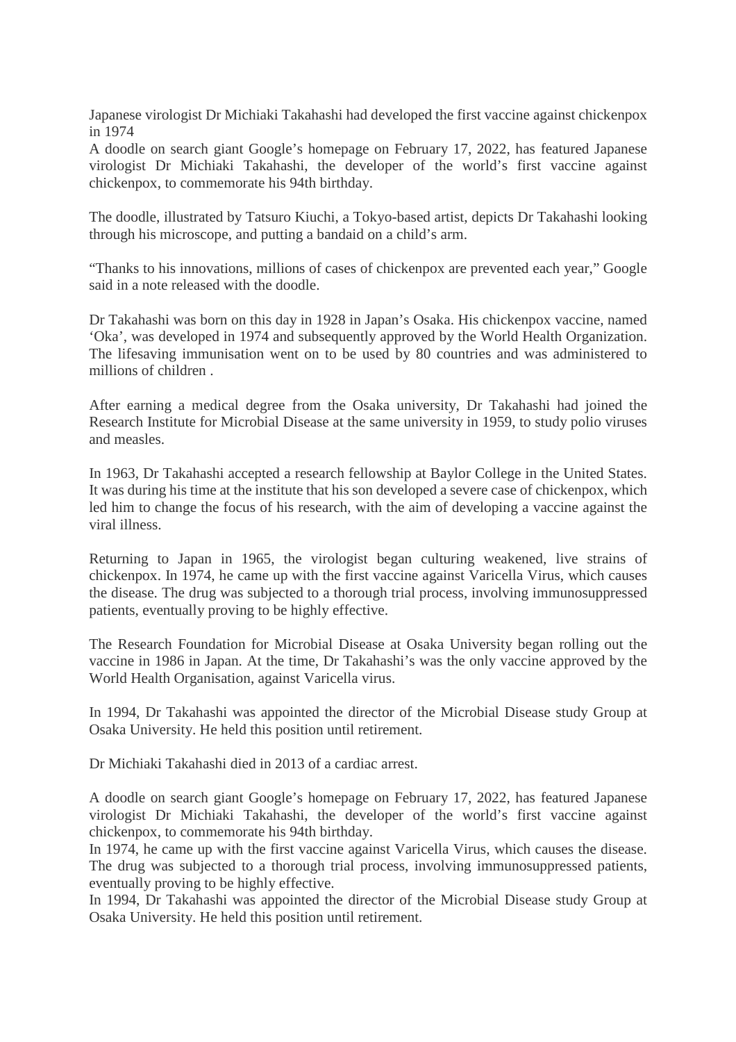Japanese virologist Dr Michiaki Takahashi had developed the first vaccine against chickenpox in 1974

A doodle on search giant Google's homepage on February 17, 2022, has featured Japanese virologist Dr Michiaki Takahashi, the developer of the world's first vaccine against chickenpox, to commemorate his 94th birthday.

The doodle, illustrated by Tatsuro Kiuchi, a Tokyo-based artist, depicts Dr Takahashi looking through his microscope, and putting a bandaid on a child's arm.

"Thanks to his innovations, millions of cases of chickenpox are prevented each year," Google said in a note released with the doodle.

Dr Takahashi was born on this day in 1928 in Japan's Osaka. His chickenpox vaccine, named 'Oka', was developed in 1974 and subsequently approved by the World Health Organization. The lifesaving immunisation went on to be used by 80 countries and was administered to millions of children .

After earning a medical degree from the Osaka university, Dr Takahashi had joined the Research Institute for Microbial Disease at the same university in 1959, to study polio viruses and measles.

In 1963, Dr Takahashi accepted a research fellowship at Baylor College in the United States. It was during his time at the institute that his son developed a severe case of chickenpox, which led him to change the focus of his research, with the aim of developing a vaccine against the viral illness.

Returning to Japan in 1965, the virologist began culturing weakened, live strains of chickenpox. In 1974, he came up with the first vaccine against Varicella Virus, which causes the disease. The drug was subjected to a thorough trial process, involving immunosuppressed patients, eventually proving to be highly effective.

The Research Foundation for Microbial Disease at Osaka University began rolling out the vaccine in 1986 in Japan. At the time, Dr Takahashi's was the only vaccine approved by the World Health Organisation, against Varicella virus.

In 1994, Dr Takahashi was appointed the director of the Microbial Disease study Group at Osaka University. He held this position until retirement.

Dr Michiaki Takahashi died in 2013 of a cardiac arrest.

A doodle on search giant Google's homepage on February 17, 2022, has featured Japanese virologist Dr Michiaki Takahashi, the developer of the world's first vaccine against chickenpox, to commemorate his 94th birthday.

In 1974, he came up with the first vaccine against Varicella Virus, which causes the disease. The drug was subjected to a thorough trial process, involving immunosuppressed patients, eventually proving to be highly effective.

In 1994, Dr Takahashi was appointed the director of the Microbial Disease study Group at Osaka University. He held this position until retirement.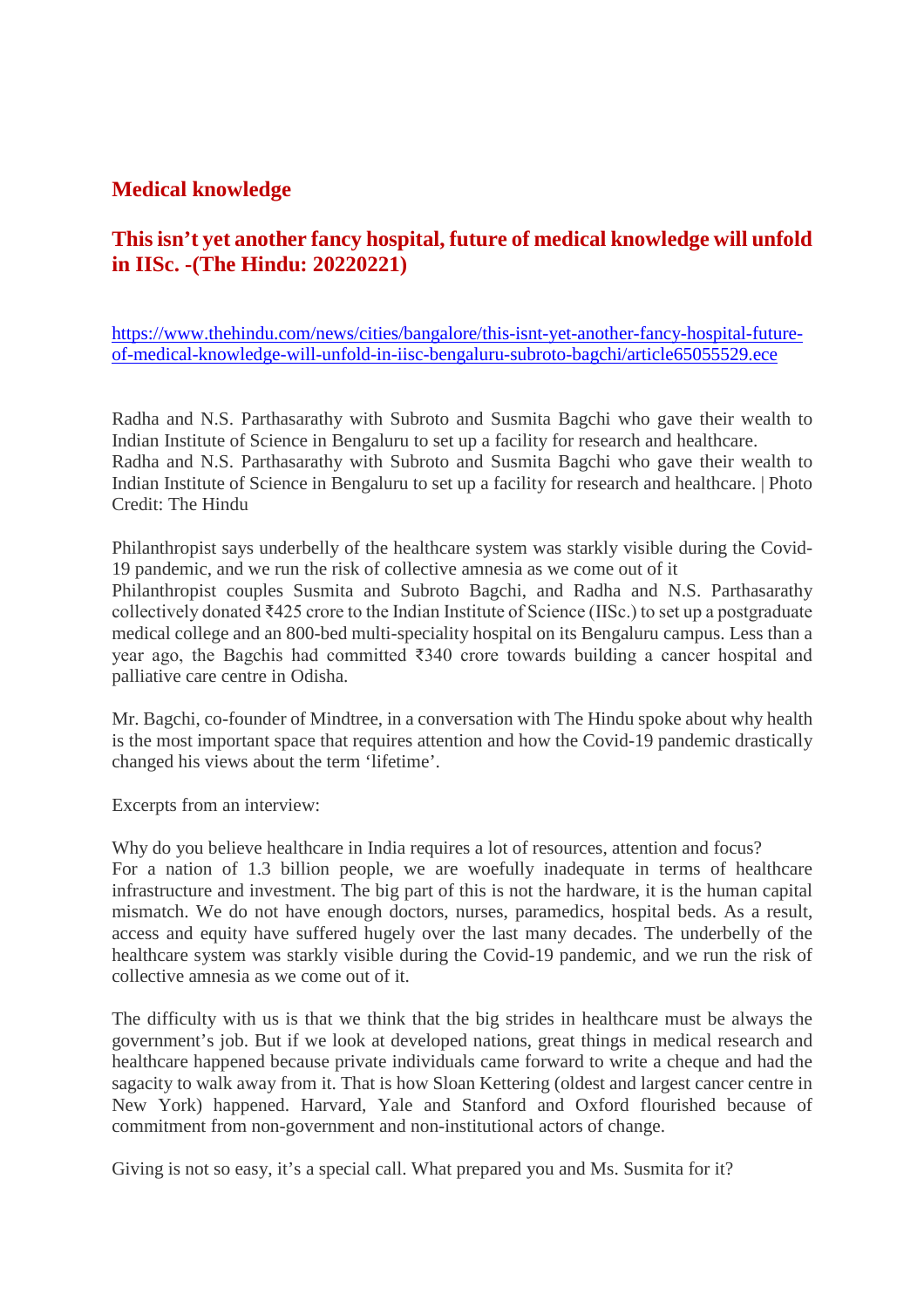## Medical knowledge

## This isn't yet another fancy hospital, future of medical knowledge will unfold in IISc. -(The Hindu: 20220221)

https://www.thehindu.com/news/cities/bangalore/this-isnt-yet-another-fancy-hospital-future-of-medical-knowledge-will-unfold-in-iisc-bengaluru-subroto-bagchi/article65055529.ece

Radha and N.S. Parthasarathy with Subroto and Susmita Bagchi who gave their wealth to Indian Institute of Science in Bengaluru to set up a facility for research and healthcare.
Radha and N.S. Parthasarathy with Subroto and Susmita Bagchi who gave their wealth to Indian Institute of Science in Bengaluru to set up a facility for research and healthcare. | Photo Credit: The Hindu

Philanthropist says underbelly of the healthcare system was starkly visible during the Covid-19 pandemic, and we run the risk of collective amnesia as we come out of it
Philanthropist couples Susmita and Subroto Bagchi, and Radha and N.S. Parthasarathy collectively donated ₹425 crore to the Indian Institute of Science (IISc.) to set up a postgraduate medical college and an 800-bed multi-speciality hospital on its Bengaluru campus. Less than a year ago, the Bagchis had committed ₹340 crore towards building a cancer hospital and palliative care centre in Odisha.

Mr. Bagchi, co-founder of Mindtree, in a conversation with The Hindu spoke about why health is the most important space that requires attention and how the Covid-19 pandemic drastically changed his views about the term 'lifetime'.

Excerpts from an interview:

Why do you believe healthcare in India requires a lot of resources, attention and focus?
For a nation of 1.3 billion people, we are woefully inadequate in terms of healthcare infrastructure and investment. The big part of this is not the hardware, it is the human capital mismatch. We do not have enough doctors, nurses, paramedics, hospital beds. As a result, access and equity have suffered hugely over the last many decades. The underbelly of the healthcare system was starkly visible during the Covid-19 pandemic, and we run the risk of collective amnesia as we come out of it.

The difficulty with us is that we think that the big strides in healthcare must be always the government's job. But if we look at developed nations, great things in medical research and healthcare happened because private individuals came forward to write a cheque and had the sagacity to walk away from it. That is how Sloan Kettering (oldest and largest cancer centre in New York) happened. Harvard, Yale and Stanford and Oxford flourished because of commitment from non-government and non-institutional actors of change.

Giving is not so easy, it's a special call. What prepared you and Ms. Susmita for it?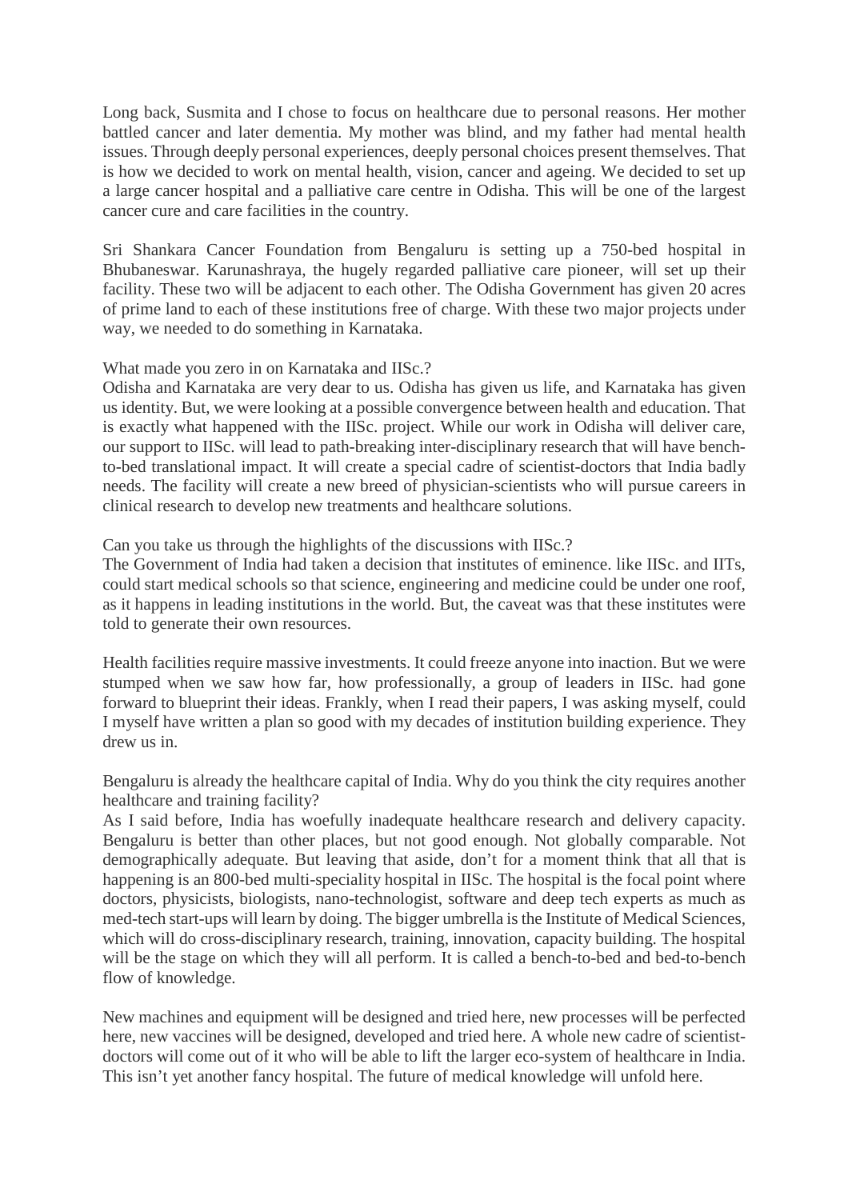Long back, Susmita and I chose to focus on healthcare due to personal reasons. Her mother battled cancer and later dementia. My mother was blind, and my father had mental health issues. Through deeply personal experiences, deeply personal choices present themselves. That is how we decided to work on mental health, vision, cancer and ageing. We decided to set up a large cancer hospital and a palliative care centre in Odisha. This will be one of the largest cancer cure and care facilities in the country.

Sri Shankara Cancer Foundation from Bengaluru is setting up a 750-bed hospital in Bhubaneswar. Karunashraya, the hugely regarded palliative care pioneer, will set up their facility. These two will be adjacent to each other. The Odisha Government has given 20 acres of prime land to each of these institutions free of charge. With these two major projects under way, we needed to do something in Karnataka.

What made you zero in on Karnataka and IISc.?

Odisha and Karnataka are very dear to us. Odisha has given us life, and Karnataka has given us identity. But, we were looking at a possible convergence between health and education. That is exactly what happened with the IISc. project. While our work in Odisha will deliver care, our support to IISc. will lead to path-breaking inter-disciplinary research that will have bench-to-bed translational impact. It will create a special cadre of scientist-doctors that India badly needs. The facility will create a new breed of physician-scientists who will pursue careers in clinical research to develop new treatments and healthcare solutions.

Can you take us through the highlights of the discussions with IISc.?

The Government of India had taken a decision that institutes of eminence. like IISc. and IITs, could start medical schools so that science, engineering and medicine could be under one roof, as it happens in leading institutions in the world. But, the caveat was that these institutes were told to generate their own resources.

Health facilities require massive investments. It could freeze anyone into inaction. But we were stumped when we saw how far, how professionally, a group of leaders in IISc. had gone forward to blueprint their ideas. Frankly, when I read their papers, I was asking myself, could I myself have written a plan so good with my decades of institution building experience. They drew us in.

Bengaluru is already the healthcare capital of India. Why do you think the city requires another healthcare and training facility?

As I said before, India has woefully inadequate healthcare research and delivery capacity. Bengaluru is better than other places, but not good enough. Not globally comparable. Not demographically adequate. But leaving that aside, don't for a moment think that all that is happening is an 800-bed multi-speciality hospital in IISc. The hospital is the focal point where doctors, physicists, biologists, nano-technologist, software and deep tech experts as much as med-tech start-ups will learn by doing. The bigger umbrella is the Institute of Medical Sciences, which will do cross-disciplinary research, training, innovation, capacity building. The hospital will be the stage on which they will all perform. It is called a bench-to-bed and bed-to-bench flow of knowledge.

New machines and equipment will be designed and tried here, new processes will be perfected here, new vaccines will be designed, developed and tried here. A whole new cadre of scientist-doctors will come out of it who will be able to lift the larger eco-system of healthcare in India. This isn't yet another fancy hospital. The future of medical knowledge will unfold here.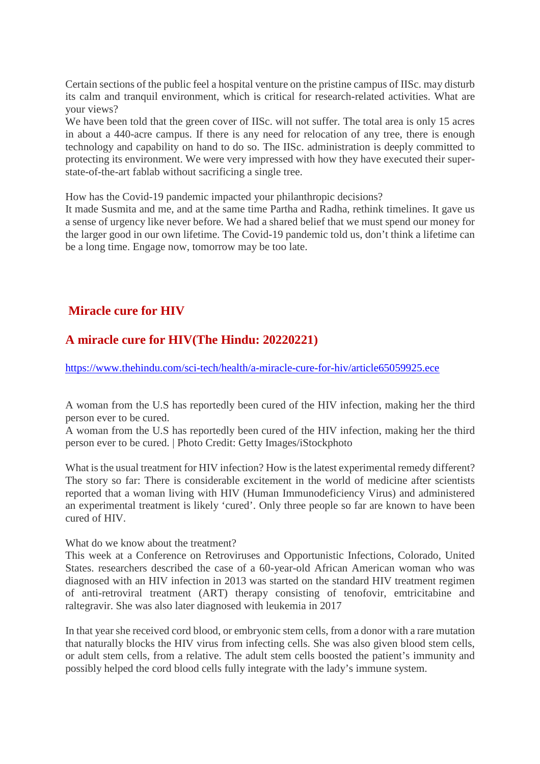Certain sections of the public feel a hospital venture on the pristine campus of IISc. may disturb its calm and tranquil environment, which is critical for research-related activities. What are your views?
We have been told that the green cover of IISc. will not suffer. The total area is only 15 acres in about a 440-acre campus. If there is any need for relocation of any tree, there is enough technology and capability on hand to do so. The IISc. administration is deeply committed to protecting its environment. We were very impressed with how they have executed their super-state-of-the-art fablab without sacrificing a single tree.

How has the Covid-19 pandemic impacted your philanthropic decisions?
It made Susmita and me, and at the same time Partha and Radha, rethink timelines. It gave us a sense of urgency like never before. We had a shared belief that we must spend our money for the larger good in our own lifetime. The Covid-19 pandemic told us, don't think a lifetime can be a long time. Engage now, tomorrow may be too late.

## Miracle cure for HIV

## A miracle cure for HIV(The Hindu: 20220221)

https://www.thehindu.com/sci-tech/health/a-miracle-cure-for-hiv/article65059925.ece

A woman from the U.S has reportedly been cured of the HIV infection, making her the third person ever to be cured.
A woman from the U.S has reportedly been cured of the HIV infection, making her the third person ever to be cured. | Photo Credit: Getty Images/iStockphoto

What is the usual treatment for HIV infection? How is the latest experimental remedy different?
The story so far: There is considerable excitement in the world of medicine after scientists reported that a woman living with HIV (Human Immunodeficiency Virus) and administered an experimental treatment is likely 'cured'. Only three people so far are known to have been cured of HIV.

What do we know about the treatment?
This week at a Conference on Retroviruses and Opportunistic Infections, Colorado, United States. researchers described the case of a 60-year-old African American woman who was diagnosed with an HIV infection in 2013 was started on the standard HIV treatment regimen of anti-retroviral treatment (ART) therapy consisting of tenofovir, emtricitabine and raltegravir. She was also later diagnosed with leukemia in 2017

In that year she received cord blood, or embryonic stem cells, from a donor with a rare mutation that naturally blocks the HIV virus from infecting cells. She was also given blood stem cells, or adult stem cells, from a relative. The adult stem cells boosted the patient's immunity and possibly helped the cord blood cells fully integrate with the lady's immune system.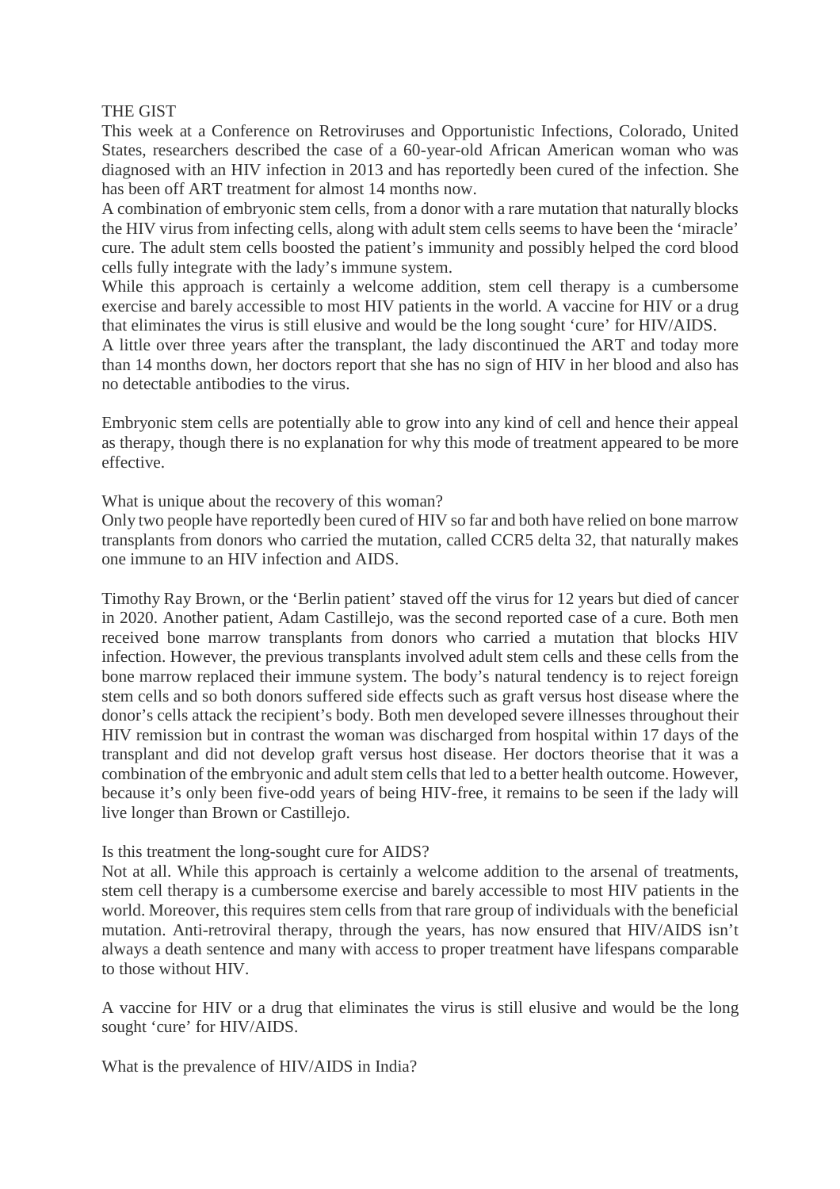THE GIST

This week at a Conference on Retroviruses and Opportunistic Infections, Colorado, United States, researchers described the case of a 60-year-old African American woman who was diagnosed with an HIV infection in 2013 and has reportedly been cured of the infection. She has been off ART treatment for almost 14 months now.

A combination of embryonic stem cells, from a donor with a rare mutation that naturally blocks the HIV virus from infecting cells, along with adult stem cells seems to have been the 'miracle' cure. The adult stem cells boosted the patient's immunity and possibly helped the cord blood cells fully integrate with the lady's immune system.

While this approach is certainly a welcome addition, stem cell therapy is a cumbersome exercise and barely accessible to most HIV patients in the world. A vaccine for HIV or a drug that eliminates the virus is still elusive and would be the long sought 'cure' for HIV/AIDS.

A little over three years after the transplant, the lady discontinued the ART and today more than 14 months down, her doctors report that she has no sign of HIV in her blood and also has no detectable antibodies to the virus.

Embryonic stem cells are potentially able to grow into any kind of cell and hence their appeal as therapy, though there is no explanation for why this mode of treatment appeared to be more effective.

What is unique about the recovery of this woman?

Only two people have reportedly been cured of HIV so far and both have relied on bone marrow transplants from donors who carried the mutation, called CCR5 delta 32, that naturally makes one immune to an HIV infection and AIDS.

Timothy Ray Brown, or the 'Berlin patient' staved off the virus for 12 years but died of cancer in 2020. Another patient, Adam Castillejo, was the second reported case of a cure. Both men received bone marrow transplants from donors who carried a mutation that blocks HIV infection. However, the previous transplants involved adult stem cells and these cells from the bone marrow replaced their immune system. The body's natural tendency is to reject foreign stem cells and so both donors suffered side effects such as graft versus host disease where the donor's cells attack the recipient's body. Both men developed severe illnesses throughout their HIV remission but in contrast the woman was discharged from hospital within 17 days of the transplant and did not develop graft versus host disease. Her doctors theorise that it was a combination of the embryonic and adult stem cells that led to a better health outcome. However, because it's only been five-odd years of being HIV-free, it remains to be seen if the lady will live longer than Brown or Castillejo.

Is this treatment the long-sought cure for AIDS?

Not at all. While this approach is certainly a welcome addition to the arsenal of treatments, stem cell therapy is a cumbersome exercise and barely accessible to most HIV patients in the world. Moreover, this requires stem cells from that rare group of individuals with the beneficial mutation. Anti-retroviral therapy, through the years, has now ensured that HIV/AIDS isn't always a death sentence and many with access to proper treatment have lifespans comparable to those without HIV.

A vaccine for HIV or a drug that eliminates the virus is still elusive and would be the long sought 'cure' for HIV/AIDS.

What is the prevalence of HIV/AIDS in India?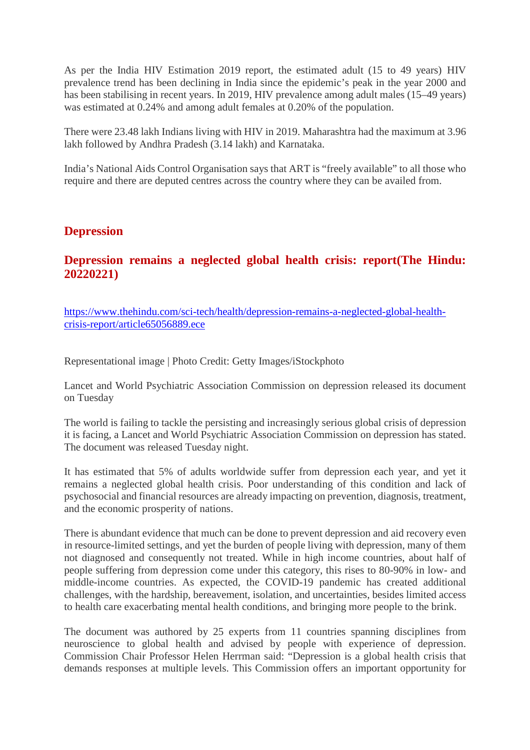As per the India HIV Estimation 2019 report, the estimated adult (15 to 49 years) HIV prevalence trend has been declining in India since the epidemic's peak in the year 2000 and has been stabilising in recent years. In 2019, HIV prevalence among adult males (15–49 years) was estimated at 0.24% and among adult females at 0.20% of the population.

There were 23.48 lakh Indians living with HIV in 2019. Maharashtra had the maximum at 3.96 lakh followed by Andhra Pradesh (3.14 lakh) and Karnataka.

India's National Aids Control Organisation says that ART is "freely available" to all those who require and there are deputed centres across the country where they can be availed from.

## Depression

## Depression remains a neglected global health crisis: report(The Hindu: 20220221)

https://www.thehindu.com/sci-tech/health/depression-remains-a-neglected-global-health-crisis-report/article65056889.ece

Representational image | Photo Credit: Getty Images/iStockphoto

Lancet and World Psychiatric Association Commission on depression released its document on Tuesday

The world is failing to tackle the persisting and increasingly serious global crisis of depression it is facing, a Lancet and World Psychiatric Association Commission on depression has stated. The document was released Tuesday night.

It has estimated that 5% of adults worldwide suffer from depression each year, and yet it remains a neglected global health crisis. Poor understanding of this condition and lack of psychosocial and financial resources are already impacting on prevention, diagnosis, treatment, and the economic prosperity of nations.

There is abundant evidence that much can be done to prevent depression and aid recovery even in resource-limited settings, and yet the burden of people living with depression, many of them not diagnosed and consequently not treated. While in high income countries, about half of people suffering from depression come under this category, this rises to 80-90% in low- and middle-income countries. As expected, the COVID-19 pandemic has created additional challenges, with the hardship, bereavement, isolation, and uncertainties, besides limited access to health care exacerbating mental health conditions, and bringing more people to the brink.

The document was authored by 25 experts from 11 countries spanning disciplines from neuroscience to global health and advised by people with experience of depression. Commission Chair Professor Helen Herrman said: "Depression is a global health crisis that demands responses at multiple levels. This Commission offers an important opportunity for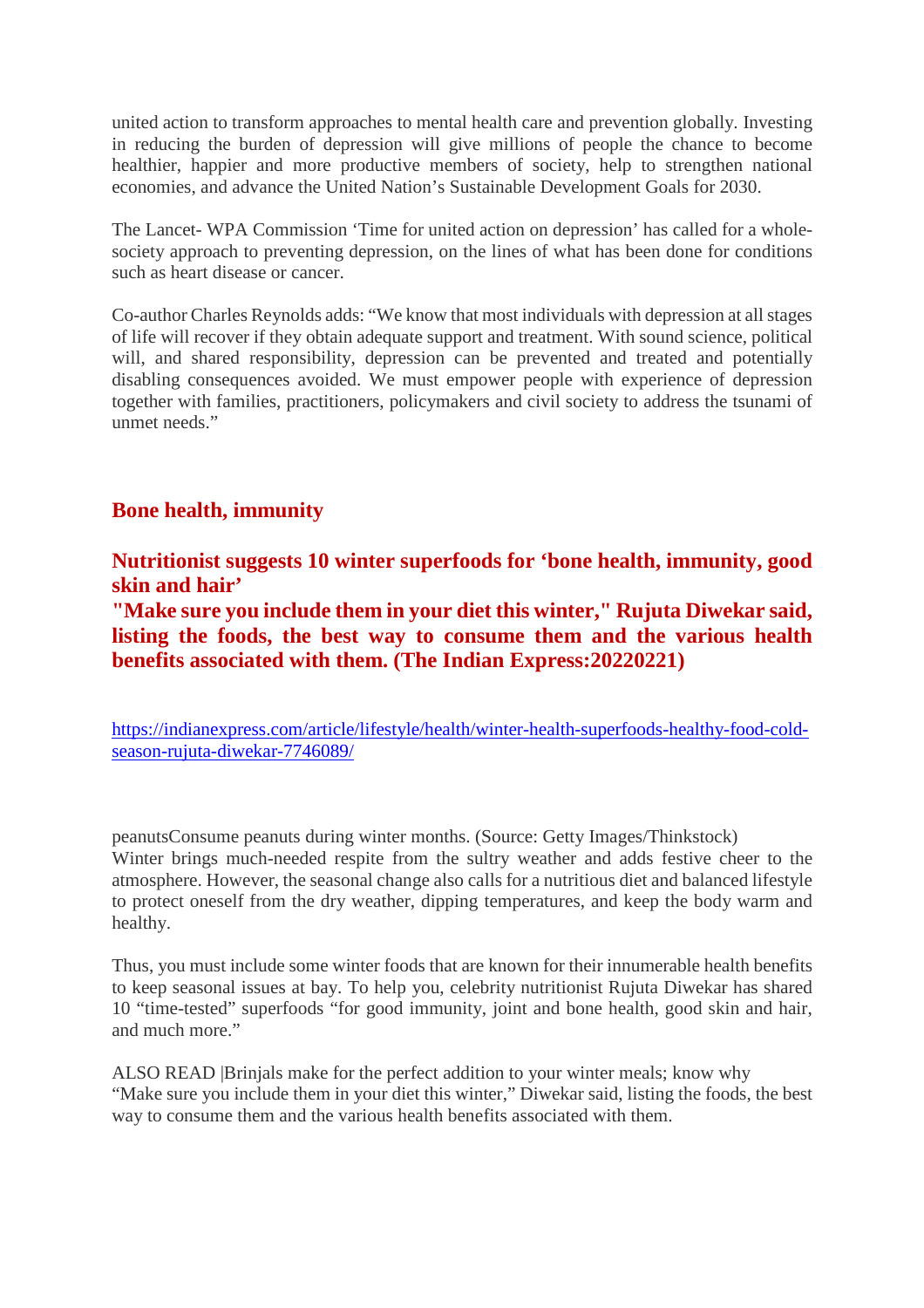united action to transform approaches to mental health care and prevention globally. Investing in reducing the burden of depression will give millions of people the chance to become healthier, happier and more productive members of society, help to strengthen national economies, and advance the United Nation's Sustainable Development Goals for 2030.

The Lancet- WPA Commission 'Time for united action on depression' has called for a whole-society approach to preventing depression, on the lines of what has been done for conditions such as heart disease or cancer.

Co-author Charles Reynolds adds: "We know that most individuals with depression at all stages of life will recover if they obtain adequate support and treatment. With sound science, political will, and shared responsibility, depression can be prevented and treated and potentially disabling consequences avoided. We must empower people with experience of depression together with families, practitioners, policymakers and civil society to address the tsunami of unmet needs."

## Bone health, immunity

### Nutritionist suggests 10 winter superfoods for 'bone health, immunity, good skin and hair'

### "Make sure you include them in your diet this winter," Rujuta Diwekar said, listing the foods, the best way to consume them and the various health benefits associated with them. (The Indian Express:20220221)

https://indianexpress.com/article/lifestyle/health/winter-health-superfoods-healthy-food-cold-season-rujuta-diwekar-7746089/

peanutsConsume peanuts during winter months. (Source: Getty Images/Thinkstock)
Winter brings much-needed respite from the sultry weather and adds festive cheer to the atmosphere. However, the seasonal change also calls for a nutritious diet and balanced lifestyle to protect oneself from the dry weather, dipping temperatures, and keep the body warm and healthy.

Thus, you must include some winter foods that are known for their innumerable health benefits to keep seasonal issues at bay. To help you, celebrity nutritionist Rujuta Diwekar has shared 10 "time-tested" superfoods "for good immunity, joint and bone health, good skin and hair, and much more."

ALSO READ |Brinjals make for the perfect addition to your winter meals; know why
"Make sure you include them in your diet this winter," Diwekar said, listing the foods, the best way to consume them and the various health benefits associated with them.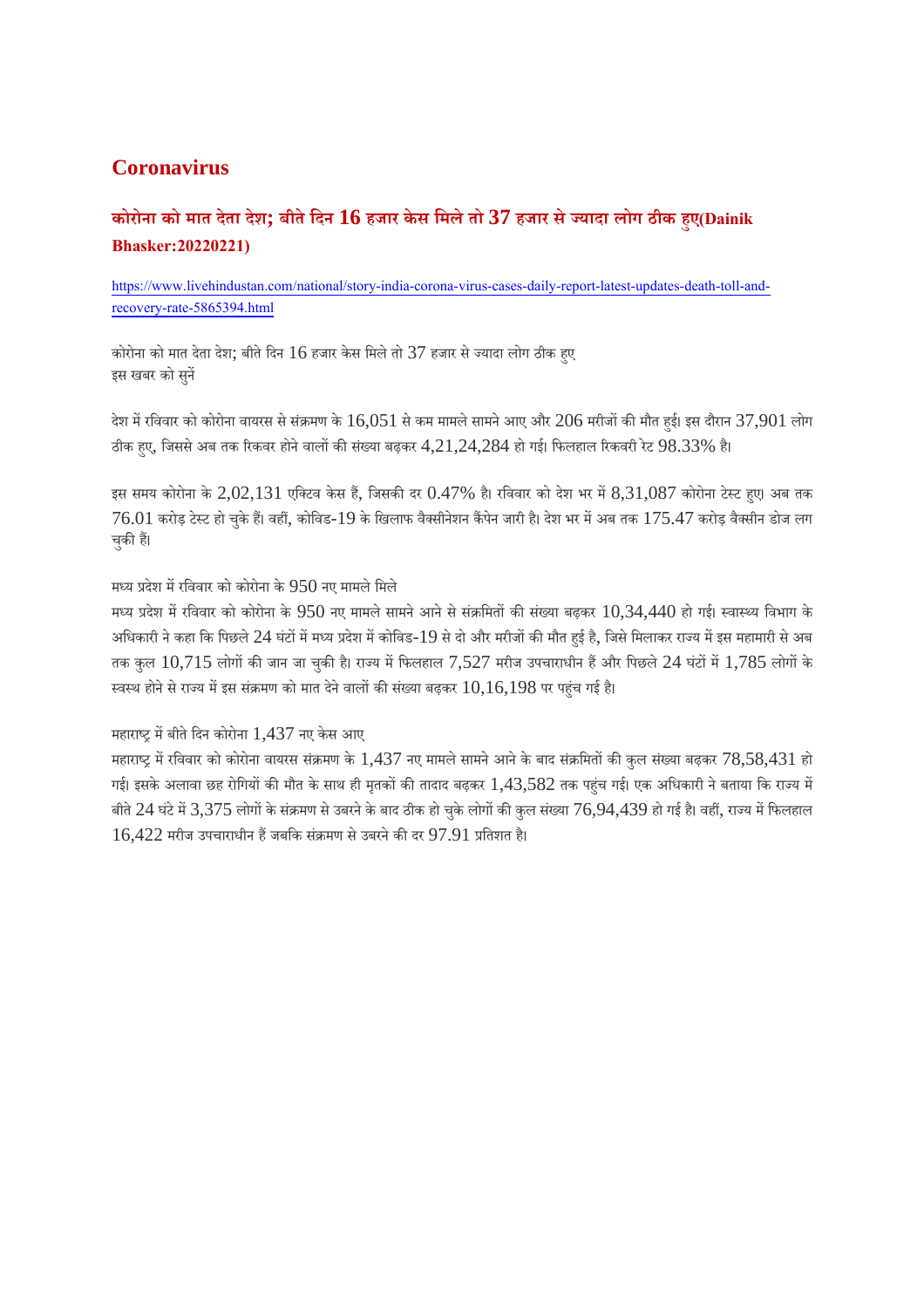## Coronavirus

### कोरोना को मात देता देश; बीते दिन 16 हजार केस मिले तो 37 हजार से ज्यादा लोग ठीक हुए(Dainik Bhasker:20220221)

https://www.livehindustan.com/national/story-india-corona-virus-cases-daily-report-latest-updates-death-toll-and-recovery-rate-5865394.html

कोरोना को मात देता देश; बीते दिन 16 हजार केस मिले तो 37 हजार से ज्यादा लोग ठीक हुए
इस खबर को सुनें

देश में रविवार को कोरोना वायरस से संक्रमण के 16,051 से कम मामले सामने आए और 206 मरीजों की मौत हुई। इस दौरान 37,901 लोग ठीक हुए, जिससे अब तक रिकवर होने वालों की संख्या बढ़कर 4,21,24,284 हो गई। फिलहाल रिकवरी रेट 98.33% है।

इस समय कोरोना के 2,02,131 एक्टिव केस हैं, जिसकी दर 0.47% है। रविवार को देश भर में 8,31,087 कोरोना टेस्ट हुए। अब तक 76.01 करोड़ टेस्ट हो चुके हैं। वहीं, कोविड-19 के खिलाफ वैक्सीनेशन कैंपेन जारी है। देश भर में अब तक 175.47 करोड़ वैक्सीन डोज लग चुकी हैं।

मध्य प्रदेश में रविवार को कोरोना के 950 नए मामले मिले
मध्य प्रदेश में रविवार को कोरोना के 950 नए मामले सामने आने से संक्रमितों की संख्या बढ़कर 10,34,440 हो गई। स्वास्थ्य विभाग के अधिकारी ने कहा कि पिछले 24 घंटों में मध्य प्रदेश में कोविड-19 से दो और मरीजों की मौत हुई है, जिसे मिलाकर राज्य में इस महामारी से अब तक कुल 10,715 लोगों की जान जा चुकी है। राज्य में फिलहाल 7,527 मरीज उपचाराधीन हैं और पिछले 24 घंटों में 1,785 लोगों के स्वस्थ होने से राज्य में इस संक्रमण को मात देने वालों की संख्या बढ़कर 10,16,198 पर पहुंच गई है।

महाराष्ट्र में बीते दिन कोरोना 1,437 नए केस आए
महाराष्ट्र में रविवार को कोरोना वायरस संक्रमण के 1,437 नए मामले सामने आने के बाद संक्रमितों की कुल संख्या बढ़कर 78,58,431 हो गई। इसके अलावा छह रोगियों की मौत के साथ ही मृतकों की तादाद बढ़कर 1,43,582 तक पहुंच गई। एक अधिकारी ने बताया कि राज्य में बीते 24 घंटे में 3,375 लोगों के संक्रमण से उबरने के बाद ठीक हो चुके लोगों की कुल संख्या 76,94,439 हो गई है। वहीं, राज्य में फिलहाल 16,422 मरीज उपचाराधीन हैं जबकि संक्रमण से उबरने की दर 97.91 प्रतिशत है।